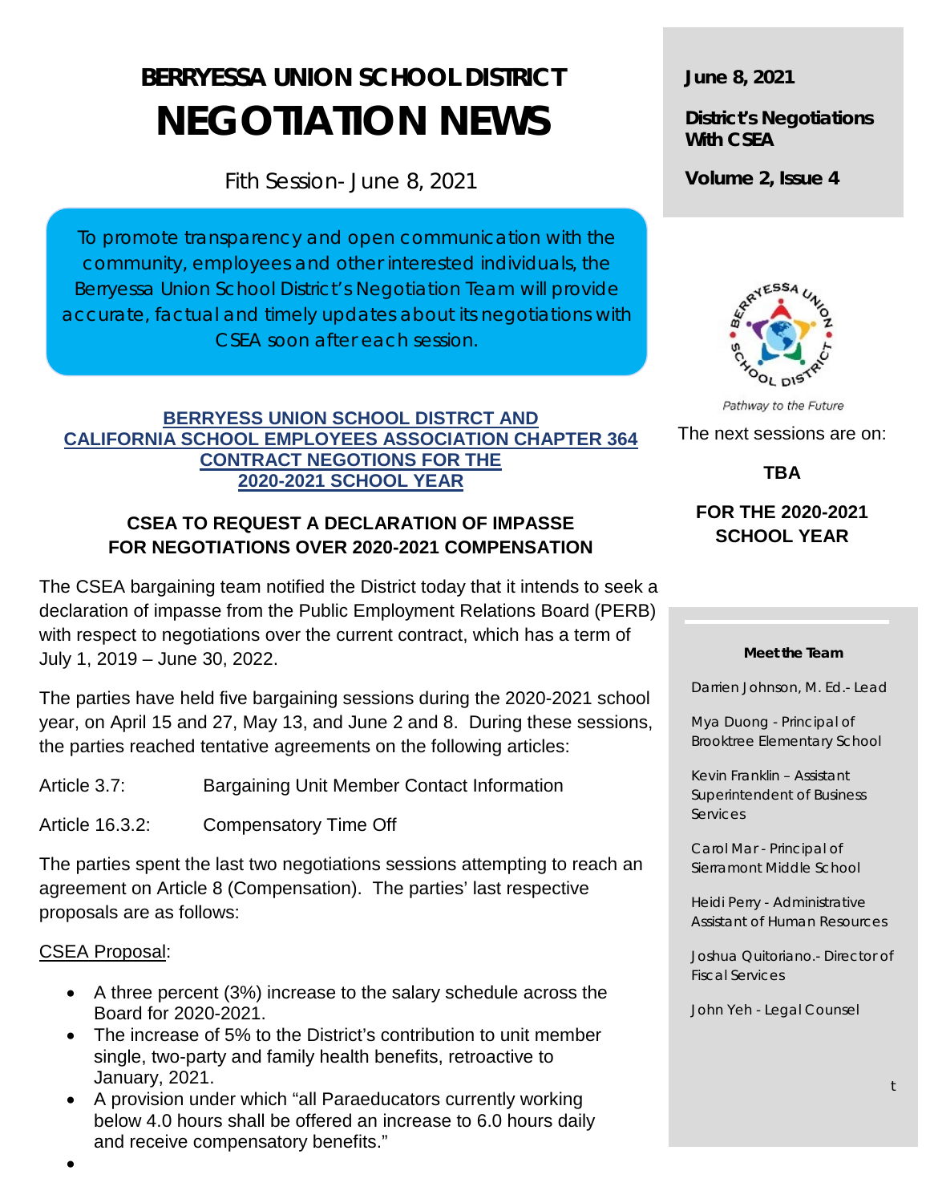# BERRYESSA UNION SCHOOL DISTRICT

# NEGOTIATION NEWS

Fith Session- June 8, 2021

To promote transparency and open communication with the community, employees and other interested individuals, the Berryessa Union School District's Negotiation Team will provide accurate, factual and timely updates about its negotiations with CSEA soon after each session.

**June 8, 2021**

**District's Negotiations With CSEA**

**Volume 2, Issue 4**

*Pathway to the Future*

The next sessions are on:

**TBA**

**FOR THE 2020-2021 SCHOOL YEAR**

**Meet the Team**

Darrien Johnson, M. Ed.- Lead

Mya Duong - Principal of Brooktree Elementary School

Kevin Franklin – Assistant Superintendent of Business Services

Carol Mar - Principal of Sierramont Middle School

Heidi Perry - Administrative Assistant of Human Resources

Joshua Quitoriano.- Director of Fiscal Services

John Yeh - Legal Counsel

## BERRYESS UNION SCHOOL DISTRCT AND CALIFORNIA SCHOOL EMPLOYEES ASSOCIATION CHAPTER 364 CONTRACT NEGOTIONS FOR THE 2020-2021 SCHOOL YEAR

### CSEA TO REQUEST A DECLARATION OF IMPASSE FOR NEGOTIATIONS OVER 2020-2021 COMPENSATION

The CSEA bargaining team notified the District today that it intends to seek a declaration of impasse from the Public Employment Relations Board (PERB) with respect to negotiations over the current contract, which has a term of July 1, 2019 – June 30, 2022.

The parties have held five bargaining sessions during the 2020-2021 school year, on April 15 and 27, May 13, and June 2 and 8. During these sessions, the parties reached tentative agreements on the following articles:

Article 3.7: Bargaining Unit Member Contact Information

Article 16.3.2: Compensatory Time Off

The parties spent the last two negotiations sessions attempting to reach an agreement on Article 8 (Compensation). The parties' last respective proposals are as follows:

CSEA Proposal:

- A three percent (3%) increase to the salary schedule across the Board for 2020-2021.
- The increase of 5% to the District's contribution to unit member single, two-party and family health benefits, retroactive to January, 2021.
- A provision under which "all Paraeducators currently working below 4.0 hours shall be offered an increase to 6.0 hours daily and receive compensatory benefits."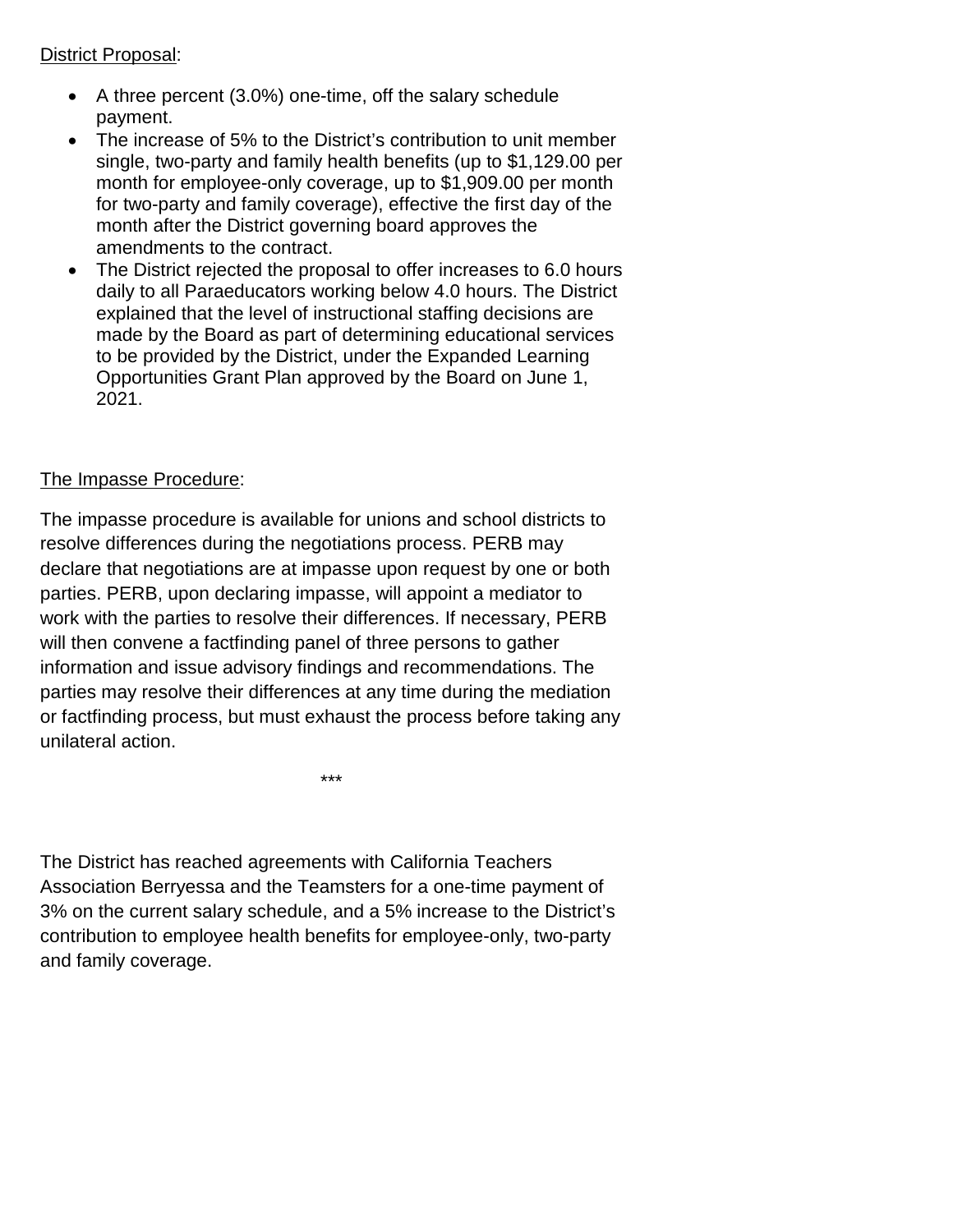<u>District Proposal</u>:

- A three percent (3.0%) one-time, off the salary schedule payment.
- The increase of 5% to the District's contribution to unit member single, two-party and family health benefits (up to $1,129.00 per month for employee-only coverage, up to $1,909.00 per month for two-party and family coverage), effective the first day of the month after the District governing board approves the amendments to the contract.
- The District rejected the proposal to offer increases to 6.0 hours daily to all Paraeducators working below 4.0 hours. The District explained that the level of instructional staffing decisions are made by the Board as part of determining educational services to be provided by the District, under the Expanded Learning Opportunities Grant Plan approved by the Board on June 1, 2021.

<u>The Impasse Procedure</u>:

The impasse procedure is available for unions and school districts to resolve differences during the negotiations process. PERB may declare that negotiations are at impasse upon request by one or both parties. PERB, upon declaring impasse, will appoint a mediator to work with the parties to resolve their differences. If necessary, PERB will then convene a factfinding panel of three persons to gather information and issue advisory findings and recommendations. The parties may resolve their differences at any time during the mediation or factfinding process, but must exhaust the process before taking any unilateral action.

***

The District has reached agreements with California Teachers Association Berryessa and the Teamsters for a one-time payment of 3% on the current salary schedule, and a 5% increase to the District's contribution to employee health benefits for employee-only, two-party and family coverage.